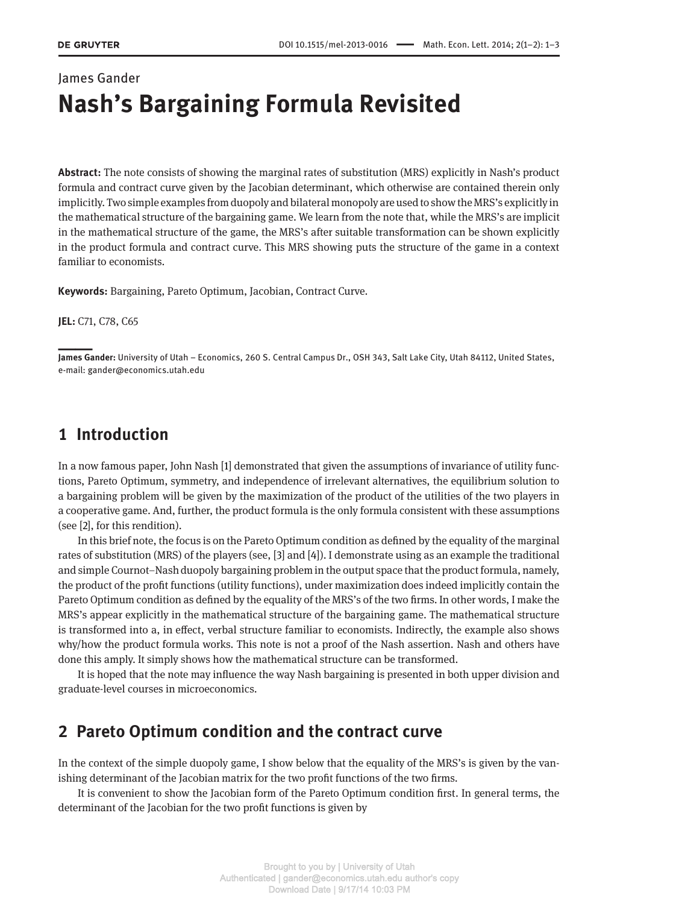James Gander

# Nash's Bargaining Formula Revisited

**Abstract:** The note consists of showing the marginal rates of substitution (MRS) explicitly in Nash's product formula and contract curve given by the Jacobian determinant, which otherwise are contained therein only implicitly. Two simple examples from duopoly and bilateral monopoly are used to show the MRS's explicitly in the mathematical structure of the bargaining game. We learn from the note that, while the MRS's are implicit in the mathematical structure of the game, the MRS's after suitable transformation can be shown explicitly in the product formula and contract curve. This MRS showing puts the structure of the game in a context familiar to economists.

**Keywords:** Bargaining, Pareto Optimum, Jacobian, Contract Curve.

**JEL:** C71, C78, C65

**James Gander:** University of Utah – Economics, 260 S. Central Campus Dr., OSH 343, Salt Lake City, Utah 84112, United States, e-mail: gander@economics.utah.edu

## 1 Introduction

In a now famous paper, John Nash [1] demonstrated that given the assumptions of invariance of utility functions, Pareto Optimum, symmetry, and independence of irrelevant alternatives, the equilibrium solution to a bargaining problem will be given by the maximization of the product of the utilities of the two players in a cooperative game. And, further, the product formula is the only formula consistent with these assumptions (see [2], for this rendition).

In this brief note, the focus is on the Pareto Optimum condition as defined by the equality of the marginal rates of substitution (MRS) of the players (see, [3] and [4]). I demonstrate using as an example the traditional and simple Cournot–Nash duopoly bargaining problem in the output space that the product formula, namely, the product of the profit functions (utility functions), under maximization does indeed implicitly contain the Pareto Optimum condition as defined by the equality of the MRS's of the two firms. In other words, I make the MRS's appear explicitly in the mathematical structure of the bargaining game. The mathematical structure is transformed into a, in effect, verbal structure familiar to economists. Indirectly, the example also shows why/how the product formula works. This note is not a proof of the Nash assertion. Nash and others have done this amply. It simply shows how the mathematical structure can be transformed.

It is hoped that the note may influence the way Nash bargaining is presented in both upper division and graduate-level courses in microeconomics.

## 2 Pareto Optimum condition and the contract curve

In the context of the simple duopoly game, I show below that the equality of the MRS's is given by the vanishing determinant of the Jacobian matrix for the two profit functions of the two firms.

It is convenient to show the Jacobian form of the Pareto Optimum condition first. In general terms, the determinant of the Jacobian for the two profit functions is given by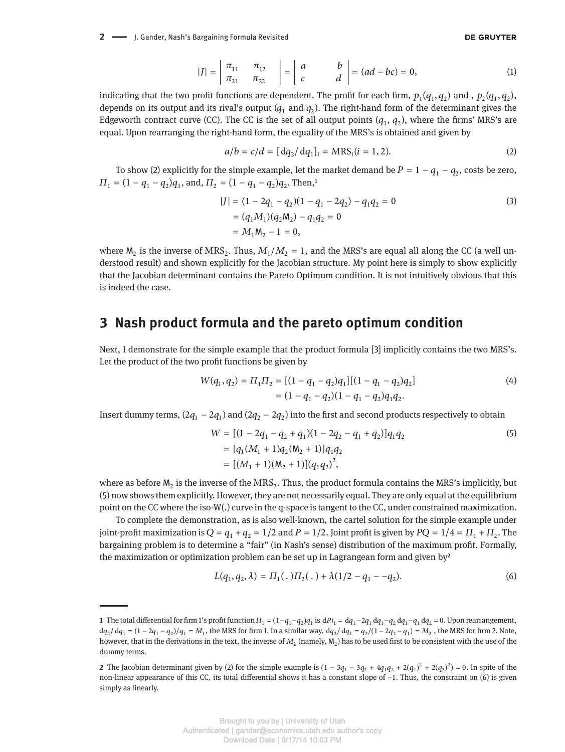$$|J| = \begin{vmatrix} \pi_{11} & \pi_{12} \\ \pi_{21} & \pi_{22} \end{vmatrix} = \begin{vmatrix} a & b \\ c & d \end{vmatrix} = (ad - bc) = 0, \tag{1}$$

indicating that the two profit functions are dependent. The profit for each firm, $p_1(q_1, q_2)$ and , $p_2(q_1, q_2)$, depends on its output and its rival's output ($q_1$ and $q_2$). The right-hand form of the determinant gives the Edgeworth contract curve (CC). The CC is the set of all output points ($q_1$, $q_2$), where the firms' MRS's are equal. Upon rearranging the right-hand form, the equality of the MRS's is obtained and given by

$$a/b = c/d = [\mathrm{d}q_2/\mathrm{d}q_1]_i = \mathrm{MRS}_i (i = 1, 2). \tag{2}$$

To show (2) explicitly for the simple example, let the market demand be $P = 1 - q_1 - q_2$, costs be zero, $\Pi_1 = (1 - q_1 - q_2)q_1$, and, $\Pi_2 = (1 - q_1 - q_2)q_2$. Then,[1]

$$\begin{aligned} |J| &= (1 - 2q_1 - q_2)(1 - q_1 - 2q_2) - q_1 q_2 = 0 \\ &= (q_1 M_1)(q_2 \mathsf{M}_2) - q_1 q_2 = 0 \\ &= M_1 \mathsf{M}_2 - 1 = 0, \end{aligned} \tag{3}$$

where $\mathsf{M}_2$ is the inverse of $\mathrm{MRS}_2$. Thus, $M_1/M_2 = 1$, and the MRS's are equal all along the CC (a well understood result) and shown explicitly for the Jacobian structure. My point here is simply to show explicitly that the Jacobian determinant contains the Pareto Optimum condition. It is not intuitively obvious that this is indeed the case.

## 3 Nash product formula and the pareto optimum condition

Next, I demonstrate for the simple example that the product formula [3] implicitly contains the two MRS's. Let the product of the two profit functions be given by

$$\begin{aligned} W(q_1, q_2) = \Pi_1 \Pi_2 &= [(1 - q_1 - q_2)q_1][(1 - q_1 - q_2)q_2] \\ &= (1 - q_1 - q_2)(1 - q_1 - q_2)q_1 q_2. \end{aligned} \tag{4}$$

Insert dummy terms, $(2q_1 - 2q_1)$ and $(2q_2 - 2q_2)$ into the first and second products respectively to obtain

$$\begin{aligned} W &= [(1 - 2q_1 - q_2 + q_1)(1 - 2q_2 - q_1 + q_2)]q_1 q_2 \\ &= [q_1(M_1 + 1)q_2(\mathsf{M}_2 + 1)]q_1 q_2 \\ &= [(M_1 + 1)(\mathsf{M}_2 + 1)](q_1 q_2)^2, \end{aligned} \tag{5}$$

where as before $\mathsf{M}_2$ is the inverse of the $\mathrm{MRS}_2$. Thus, the product formula contains the MRS's implicitly, but (5) now shows them explicitly. However, they are not necessarily equal. They are only equal at the equilibrium point on the CC where the iso-W(.) curve in the q-space is tangent to the CC, under constrained maximization.

To complete the demonstration, as is also well-known, the cartel solution for the simple example under joint-profit maximization is $Q = q_1 + q_2 = 1/2$ and $P = 1/2$. Joint profit is given by $PQ = 1/4 = \Pi_1 + \Pi_2$. The bargaining problem is to determine a "fair" (in Nash's sense) distribution of the maximum profit. Formally, the maximization or optimization problem can be set up in Lagrangean form and given by[2]

$$L(q_1, q_2, \lambda) = \Pi_1(\,.\,)\Pi_2(\,.\,) + \lambda(1/2 - q_1 - -q_2). \tag{6}$$

---

[1] The total differential for firm 1's profit function $\Pi_1 = (1 - q_1 - q_2)q_1$ is $\mathrm{d}Pi_1 = \mathrm{d}q_1 - 2q_1\,\mathrm{d}q_1 - q_2\,\mathrm{d}q_1 - q_1\,\mathrm{d}q_2 = 0$. Upon rearrangement, $\mathrm{d}q_2/\mathrm{d}q_1 = (1 - 2q_1 - q_2)/q_1 = M_1$, the MRS for firm 1. In a similar way, $\mathrm{d}q_2/\mathrm{d}q_1 = q_2/(1 - 2q_2 - q_1) = M_2$, the MRS for firm 2. Note, however, that in the derivations in the text, the inverse of $M_2$ (namely, $\mathsf{M}_2$) has to be used first to be consistent with the use of the dummy terms.

[2] The Jacobian determinant given by (2) for the simple example is $(1 - 3q_1 - 3q_2 + 4q_1q_2 + 2(q_1)^2 + 2(q_2)^2) = 0$. In spite of the non-linear appearance of this CC, its total differential shows it has a constant slope of $-1$. Thus, the constraint on (6) is given simply as linearly.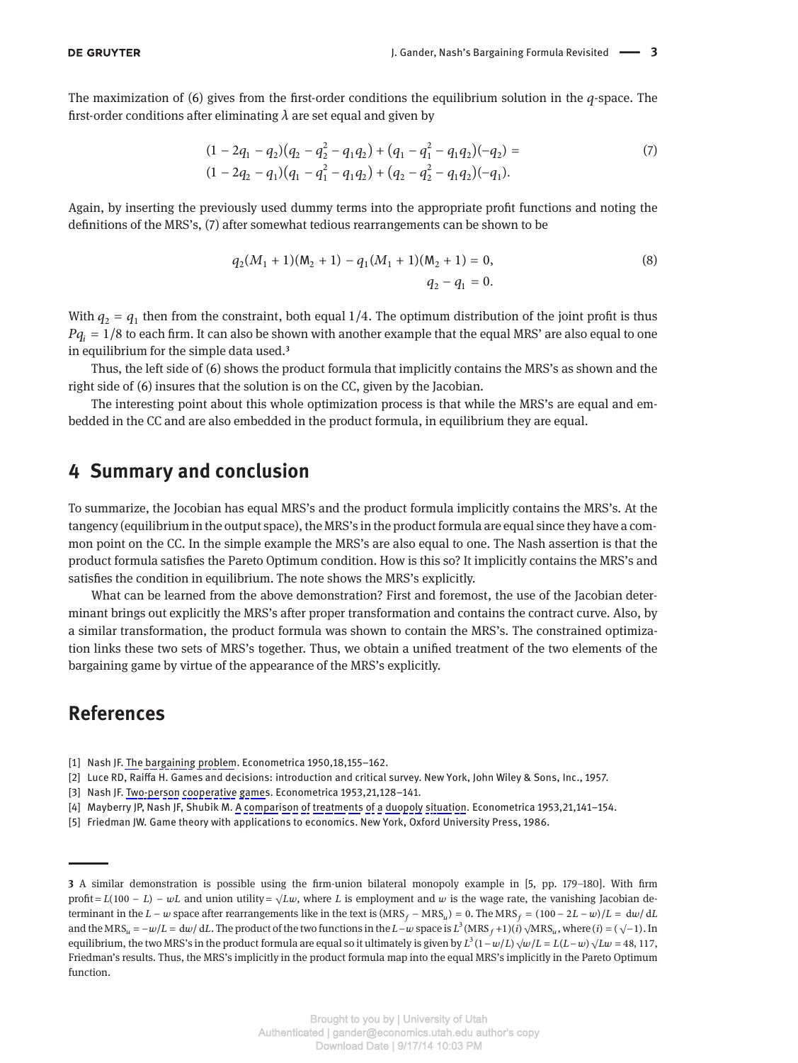The maximization of (6) gives from the first-order conditions the equilibrium solution in the $q$-space. The first-order conditions after eliminating $\lambda$ are set equal and given by

$$(1 - 2q_1 - q_2)(q_2 - q_2^2 - q_1q_2) + (q_1 - q_1^2 - q_1q_2)(-q_2) = \qquad (7)$$
$$(1 - 2q_2 - q_1)(q_1 - q_1^2 - q_1q_2) + (q_2 - q_2^2 - q_1q_2)(-q_1).$$

Again, by inserting the previously used dummy terms into the appropriate profit functions and noting the definitions of the MRS's, (7) after somewhat tedious rearrangements can be shown to be

$$q_2(M_1 + 1)(\mathsf{M}_2 + 1) - q_1(M_1 + 1)(\mathsf{M}_2 + 1) = 0, \qquad (8)$$
$$q_2 - q_1 = 0.$$

With $q_2 = q_1$ then from the constraint, both equal $1/4$. The optimum distribution of the joint profit is thus $Pq_i = 1/8$ to each firm. It can also be shown with another example that the equal MRS' are also equal to one in equilibrium for the simple data used.[3]

Thus, the left side of (6) shows the product formula that implicitly contains the MRS's as shown and the right side of (6) insures that the solution is on the CC, given by the Jacobian.

The interesting point about this whole optimization process is that while the MRS's are equal and embedded in the CC and are also embedded in the product formula, in equilibrium they are equal.

## 4 Summary and conclusion

To summarize, the Jocobian has equal MRS's and the product formula implicitly contains the MRS's. At the tangency (equilibrium in the output space), the MRS's in the product formula are equal since they have a common point on the CC. In the simple example the MRS's are also equal to one. The Nash assertion is that the product formula satisfies the Pareto Optimum condition. How is this so? It implicitly contains the MRS's and satisfies the condition in equilibrium. The note shows the MRS's explicitly.

What can be learned from the above demonstration? First and foremost, the use of the Jacobian determinant brings out explicitly the MRS's after proper transformation and contains the contract curve. Also, by a similar transformation, the product formula was shown to contain the MRS's. The constrained optimization links these two sets of MRS's together. Thus, we obtain a unified treatment of the two elements of the bargaining game by virtue of the appearance of the MRS's explicitly.

## References

[1] Nash JF. The bargaining problem. Econometrica 1950,18,155–162.

[2] Luce RD, Raiffa H. Games and decisions: introduction and critical survey. New York, John Wiley & Sons, Inc., 1957.

[3] Nash JF. Two-person cooperative games. Econometrica 1953,21,128–141.

[4] Mayberry JP, Nash JF, Shubik M. A comparison of treatments of a duopoly situation. Econometrica 1953,21,141–154.

[5] Friedman JW. Game theory with applications to economics. New York, Oxford University Press, 1986.

---

3 A similar demonstration is possible using the firm-union bilateral monopoly example in [5, pp. 179–180]. With firm profit $= L(100 - L) - wL$ and union utility $= \sqrt{Lw}$, where $L$ is employment and $w$ is the wage rate, the vanishing Jacobian determinant in the $L - w$ space after rearrangements like in the text is $(\text{MRS}_f - \text{MRS}_u) = 0$. The $\text{MRS}_f = (100 - 2L - w)/L = \text{d}w/\text{d}L$ and the $\text{MRS}_u = -w/L = \text{d}w/\text{d}L$. The product of the two functions in the $L - w$ space is $L^3(\text{MRS}_f + 1)(i)\sqrt{\text{MRS}_u}$, where $(i) = (\sqrt{-1})$. In equilibrium, the two MRS's in the product formula are equal so it ultimately is given by $L^3(1 - w/L)\sqrt{w/L} = L(L - w)\sqrt{Lw} = 48, 117$, Friedman's results. Thus, the MRS's implicitly in the product formula map into the equal MRS's implicitly in the Pareto Optimum function.